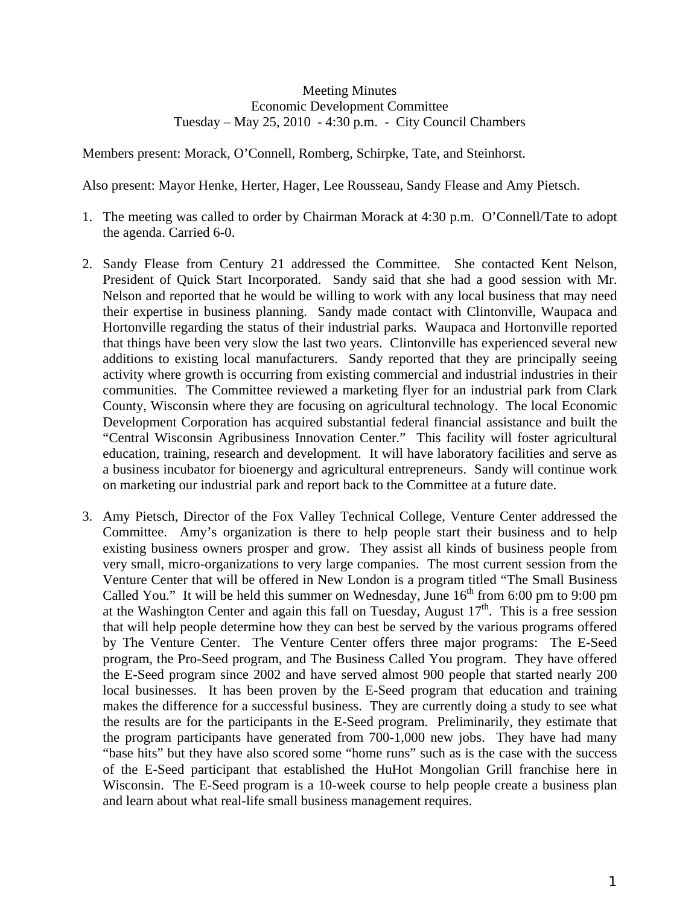Meeting Minutes
Economic Development Committee
Tuesday – May 25, 2010 - 4:30 p.m. - City Council Chambers

Members present: Morack, O'Connell, Romberg, Schirpke, Tate, and Steinhorst.

Also present: Mayor Henke, Herter, Hager, Lee Rousseau, Sandy Flease and Amy Pietsch.

1. The meeting was called to order by Chairman Morack at 4:30 p.m. O'Connell/Tate to adopt the agenda. Carried 6-0.

2. Sandy Flease from Century 21 addressed the Committee. She contacted Kent Nelson, President of Quick Start Incorporated. Sandy said that she had a good session with Mr. Nelson and reported that he would be willing to work with any local business that may need their expertise in business planning. Sandy made contact with Clintonville, Waupaca and Hortonville regarding the status of their industrial parks. Waupaca and Hortonville reported that things have been very slow the last two years. Clintonville has experienced several new additions to existing local manufacturers. Sandy reported that they are principally seeing activity where growth is occurring from existing commercial and industrial industries in their communities. The Committee reviewed a marketing flyer for an industrial park from Clark County, Wisconsin where they are focusing on agricultural technology. The local Economic Development Corporation has acquired substantial federal financial assistance and built the "Central Wisconsin Agribusiness Innovation Center." This facility will foster agricultural education, training, research and development. It will have laboratory facilities and serve as a business incubator for bioenergy and agricultural entrepreneurs. Sandy will continue work on marketing our industrial park and report back to the Committee at a future date.

3. Amy Pietsch, Director of the Fox Valley Technical College, Venture Center addressed the Committee. Amy's organization is there to help people start their business and to help existing business owners prosper and grow. They assist all kinds of business people from very small, micro-organizations to very large companies. The most current session from the Venture Center that will be offered in New London is a program titled "The Small Business Called You." It will be held this summer on Wednesday, June 16th from 6:00 pm to 9:00 pm at the Washington Center and again this fall on Tuesday, August 17th. This is a free session that will help people determine how they can best be served by the various programs offered by The Venture Center. The Venture Center offers three major programs: The E-Seed program, the Pro-Seed program, and The Business Called You program. They have offered the E-Seed program since 2002 and have served almost 900 people that started nearly 200 local businesses. It has been proven by the E-Seed program that education and training makes the difference for a successful business. They are currently doing a study to see what the results are for the participants in the E-Seed program. Preliminarily, they estimate that the program participants have generated from 700-1,000 new jobs. They have had many "base hits" but they have also scored some "home runs" such as is the case with the success of the E-Seed participant that established the HuHot Mongolian Grill franchise here in Wisconsin. The E-Seed program is a 10-week course to help people create a business plan and learn about what real-life small business management requires.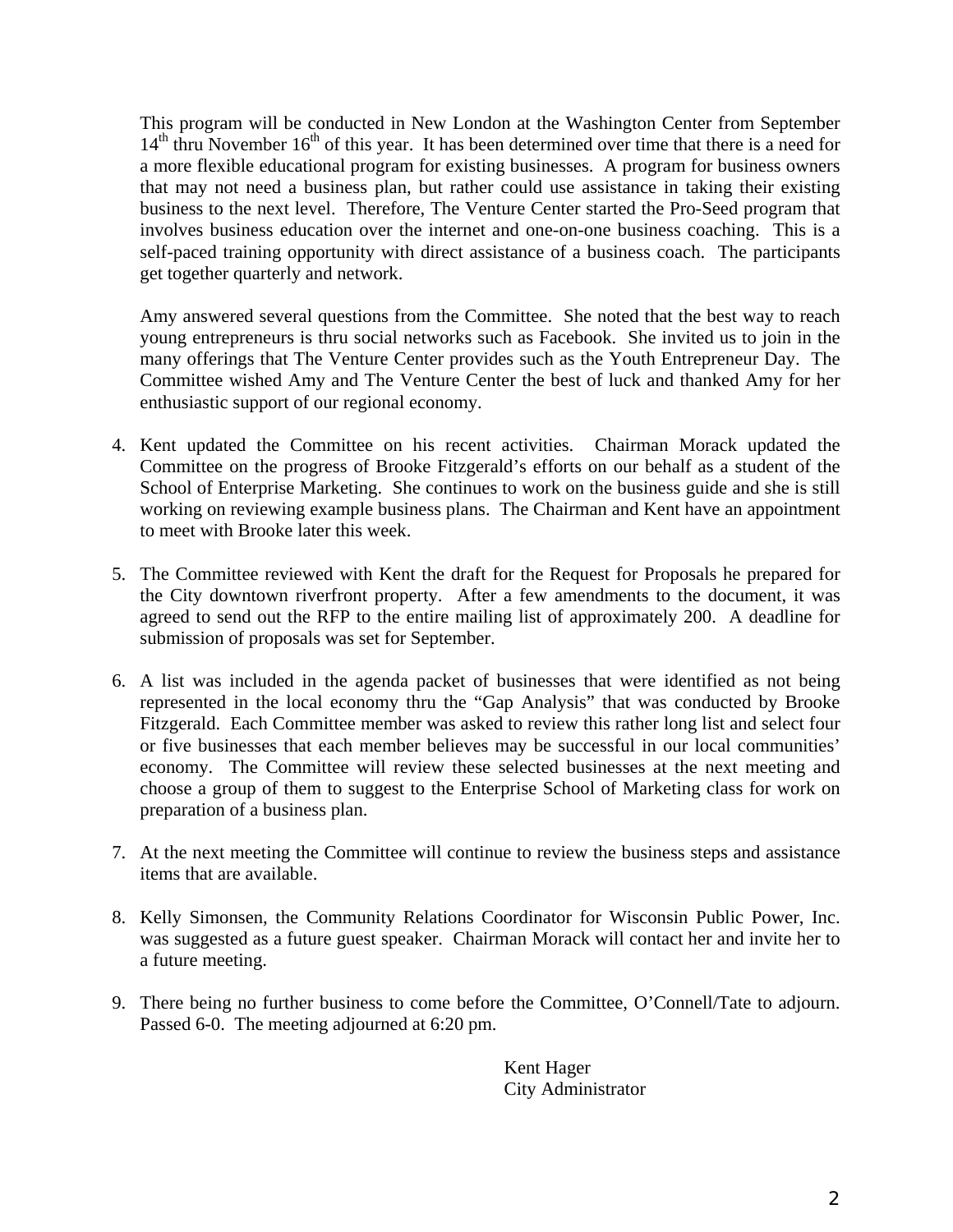This program will be conducted in New London at the Washington Center from September 14th thru November 16th of this year. It has been determined over time that there is a need for a more flexible educational program for existing businesses. A program for business owners that may not need a business plan, but rather could use assistance in taking their existing business to the next level. Therefore, The Venture Center started the Pro-Seed program that involves business education over the internet and one-on-one business coaching. This is a self-paced training opportunity with direct assistance of a business coach. The participants get together quarterly and network.

Amy answered several questions from the Committee. She noted that the best way to reach young entrepreneurs is thru social networks such as Facebook. She invited us to join in the many offerings that The Venture Center provides such as the Youth Entrepreneur Day. The Committee wished Amy and The Venture Center the best of luck and thanked Amy for her enthusiastic support of our regional economy.

4. Kent updated the Committee on his recent activities. Chairman Morack updated the Committee on the progress of Brooke Fitzgerald's efforts on our behalf as a student of the School of Enterprise Marketing. She continues to work on the business guide and she is still working on reviewing example business plans. The Chairman and Kent have an appointment to meet with Brooke later this week.

5. The Committee reviewed with Kent the draft for the Request for Proposals he prepared for the City downtown riverfront property. After a few amendments to the document, it was agreed to send out the RFP to the entire mailing list of approximately 200. A deadline for submission of proposals was set for September.

6. A list was included in the agenda packet of businesses that were identified as not being represented in the local economy thru the "Gap Analysis" that was conducted by Brooke Fitzgerald. Each Committee member was asked to review this rather long list and select four or five businesses that each member believes may be successful in our local communities' economy. The Committee will review these selected businesses at the next meeting and choose a group of them to suggest to the Enterprise School of Marketing class for work on preparation of a business plan.

7. At the next meeting the Committee will continue to review the business steps and assistance items that are available.

8. Kelly Simonsen, the Community Relations Coordinator for Wisconsin Public Power, Inc. was suggested as a future guest speaker. Chairman Morack will contact her and invite her to a future meeting.

9. There being no further business to come before the Committee, O'Connell/Tate to adjourn. Passed 6-0. The meeting adjourned at 6:20 pm.

Kent Hager
City Administrator